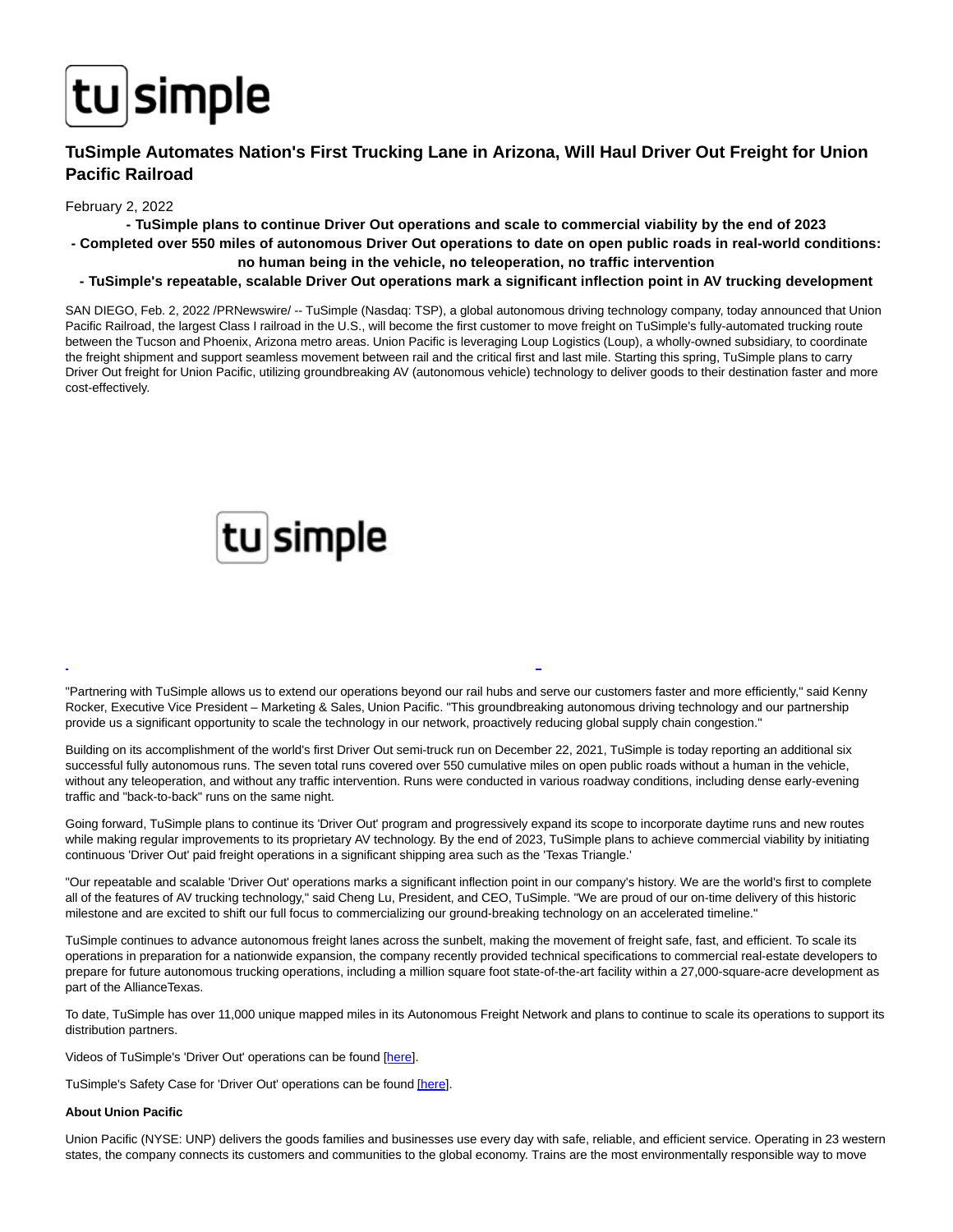# TuSimple Automates Nation's First Trucking Lane in Arizona, Will Haul Driver Out Freight for Union Pacific Railroad

February 2, 2022

**- TuSimple plans to continue Driver Out operations and scale to commercial viability by the end of 2023**

**- Completed over 550 miles of autonomous Driver Out operations to date on open public roads in real-world conditions: no human being in the vehicle, no teleoperation, no traffic intervention**

**- TuSimple's repeatable, scalable Driver Out operations mark a significant inflection point in AV trucking development**

SAN DIEGO, Feb. 2, 2022 /PRNewswire/ -- TuSimple (Nasdaq: TSP), a global autonomous driving technology company, today announced that Union Pacific Railroad, the largest Class I railroad in the U.S., will become the first customer to move freight on TuSimple's fully-automated trucking route between the Tucson and Phoenix, Arizona metro areas. Union Pacific is leveraging Loup Logistics (Loup), a wholly-owned subsidiary, to coordinate the freight shipment and support seamless movement between rail and the critical first and last mile. Starting this spring, TuSimple plans to carry Driver Out freight for Union Pacific, utilizing groundbreaking AV (autonomous vehicle) technology to deliver goods to their destination faster and more cost-effectively.

"Partnering with TuSimple allows us to extend our operations beyond our rail hubs and serve our customers faster and more efficiently," said Kenny Rocker, Executive Vice President – Marketing & Sales, Union Pacific. "This groundbreaking autonomous driving technology and our partnership provide us a significant opportunity to scale the technology in our network, proactively reducing global supply chain congestion."

Building on its accomplishment of the world's first Driver Out semi-truck run on December 22, 2021, TuSimple is today reporting an additional six successful fully autonomous runs. The seven total runs covered over 550 cumulative miles on open public roads without a human in the vehicle, without any teleoperation, and without any traffic intervention. Runs were conducted in various roadway conditions, including dense early-evening traffic and "back-to-back" runs on the same night.

Going forward, TuSimple plans to continue its 'Driver Out' program and progressively expand its scope to incorporate daytime runs and new routes while making regular improvements to its proprietary AV technology. By the end of 2023, TuSimple plans to achieve commercial viability by initiating continuous 'Driver Out' paid freight operations in a significant shipping area such as the 'Texas Triangle.'

"Our repeatable and scalable 'Driver Out' operations marks a significant inflection point in our company's history. We are the world's first to complete all of the features of AV trucking technology," said Cheng Lu, President, and CEO, TuSimple. "We are proud of our on-time delivery of this historic milestone and are excited to shift our full focus to commercializing our ground-breaking technology on an accelerated timeline."

TuSimple continues to advance autonomous freight lanes across the sunbelt, making the movement of freight safe, fast, and efficient. To scale its operations in preparation for a nationwide expansion, the company recently provided technical specifications to commercial real-estate developers to prepare for future autonomous trucking operations, including a million square foot state-of-the-art facility within a 27,000-square-acre development as part of the AllianceTexas.

To date, TuSimple has over 11,000 unique mapped miles in its Autonomous Freight Network and plans to continue to scale its operations to support its distribution partners.

Videos of TuSimple's 'Driver Out' operations can be found [here].

TuSimple's Safety Case for 'Driver Out' operations can be found [here].

**About Union Pacific**

Union Pacific (NYSE: UNP) delivers the goods families and businesses use every day with safe, reliable, and efficient service. Operating in 23 western states, the company connects its customers and communities to the global economy. Trains are the most environmentally responsible way to move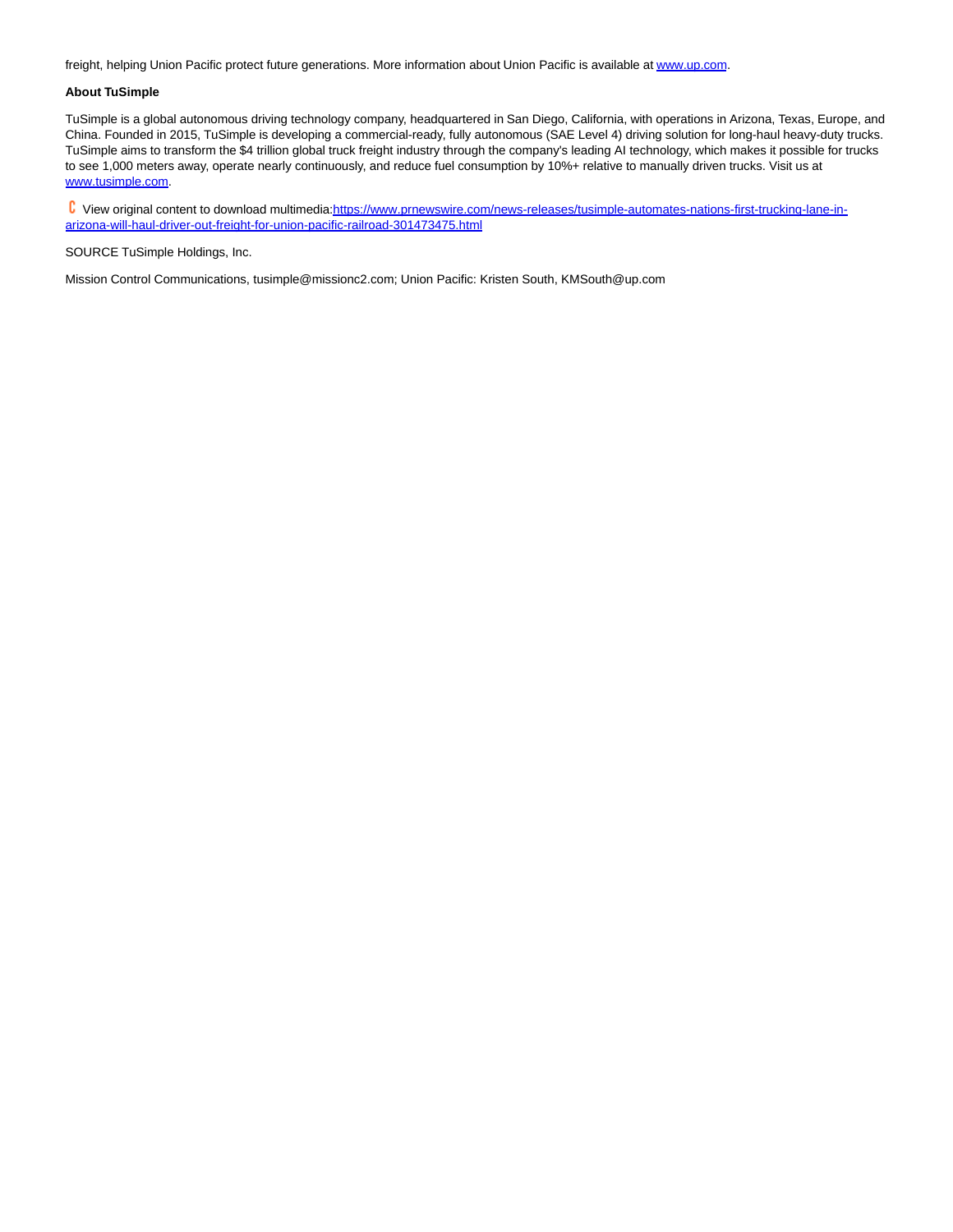freight, helping Union Pacific protect future generations. More information about Union Pacific is available at [www.up.com](http://www.up.com).

**About TuSimple**

TuSimple is a global autonomous driving technology company, headquartered in San Diego, California, with operations in Arizona, Texas, Europe, and China. Founded in 2015, TuSimple is developing a commercial-ready, fully autonomous (SAE Level 4) driving solution for long-haul heavy-duty trucks. TuSimple aims to transform the $4 trillion global truck freight industry through the company's leading AI technology, which makes it possible for trucks to see 1,000 meters away, operate nearly continuously, and reduce fuel consumption by 10%+ relative to manually driven trucks. Visit us at [www.tusimple.com](http://www.tusimple.com).

View original content to download multimedia:[https://www.prnewswire.com/news-releases/tusimple-automates-nations-first-trucking-lane-in-arizona-will-haul-driver-out-freight-for-union-pacific-railroad-301473475.html](https://www.prnewswire.com/news-releases/tusimple-automates-nations-first-trucking-lane-in-arizona-will-haul-driver-out-freight-for-union-pacific-railroad-301473475.html)

SOURCE TuSimple Holdings, Inc.

Mission Control Communications, tusimple@missionc2.com; Union Pacific: Kristen South, KMSouth@up.com